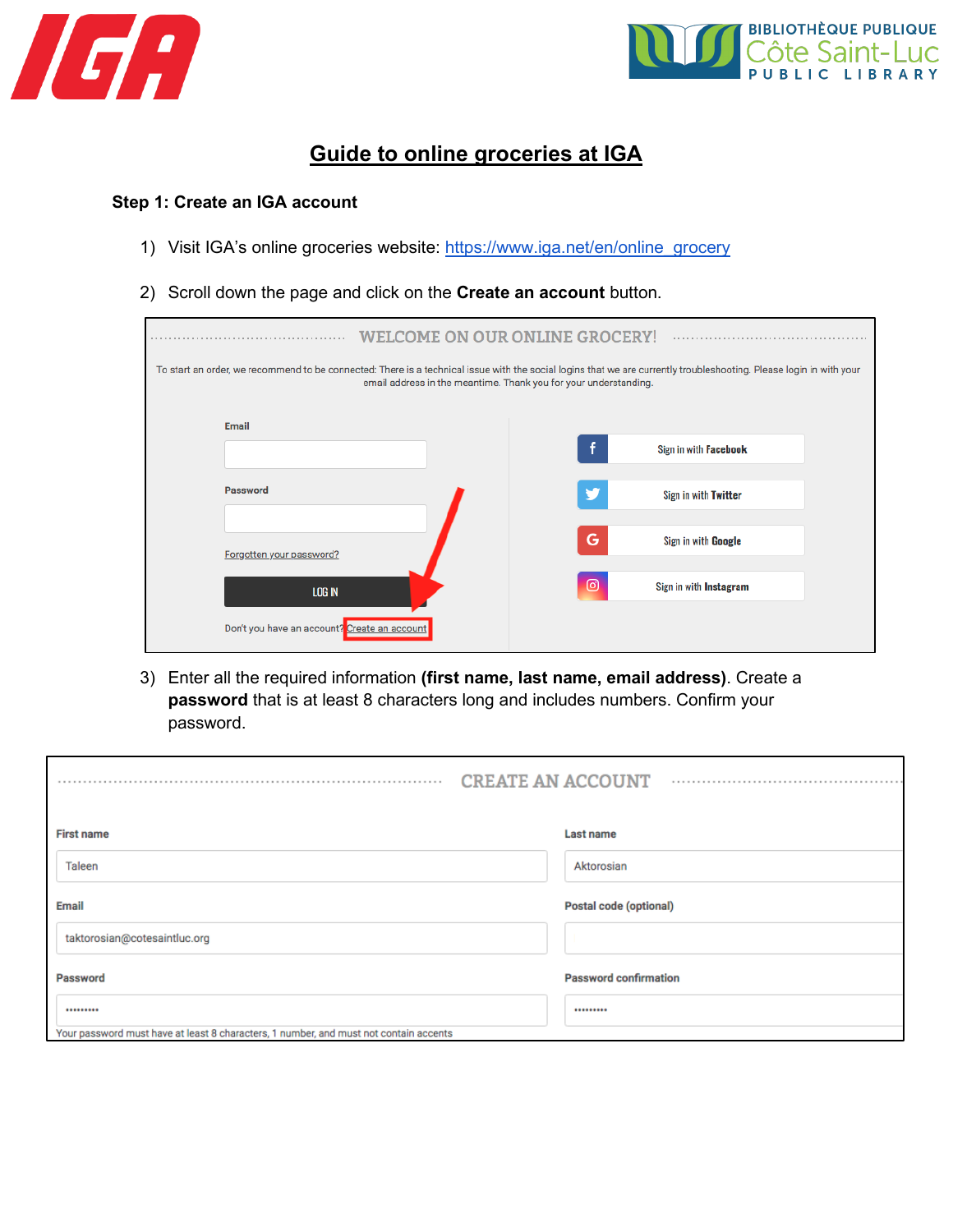# Guide to online groceries at IGA

## Step 1: Create an IGA account

1) Visit IGA's online groceries website: https://www.iga.net/en/online_grocery

2) Scroll down the page and click on the **Create an account** button.

WELCOME ON OUR ONLINE GROCERY!

To start an order, we recommend to be connected: There is a technical issue with the social logins that we are currently troubleshooting. Please login in with your email address in the meantime. Thank you for your understanding.

Email

Password

Forgotten your password?

LOG IN

Don't you have an account? Create an account

Sign in with Facebook

Sign in with Twitter

Sign in with Google

Sign in with Instagram

3) Enter all the required information **(first name, last name, email address)**. Create a **password** that is at least 8 characters long and includes numbers. Confirm your password.

CREATE AN ACCOUNT

First name: Taleen

Last name: Aktorosian

Email: taktorosian@cotesaintluc.org

Postal code (optional)

Password: •••••••••

Password confirmation: •••••••••

Your password must have at least 8 characters, 1 number, and must not contain accents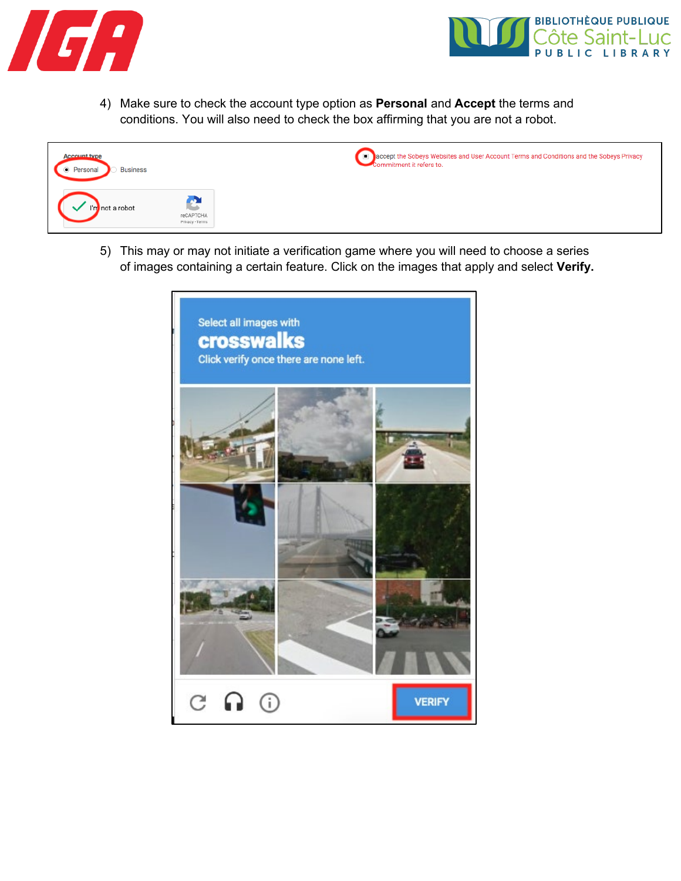4) Make sure to check the account type option as **Personal** and **Accept** the terms and conditions. You will also need to check the box affirming that you are not a robot.

5) This may or may not initiate a verification game where you will need to choose a series of images containing a certain feature. Click on the images that apply and select **Verify.**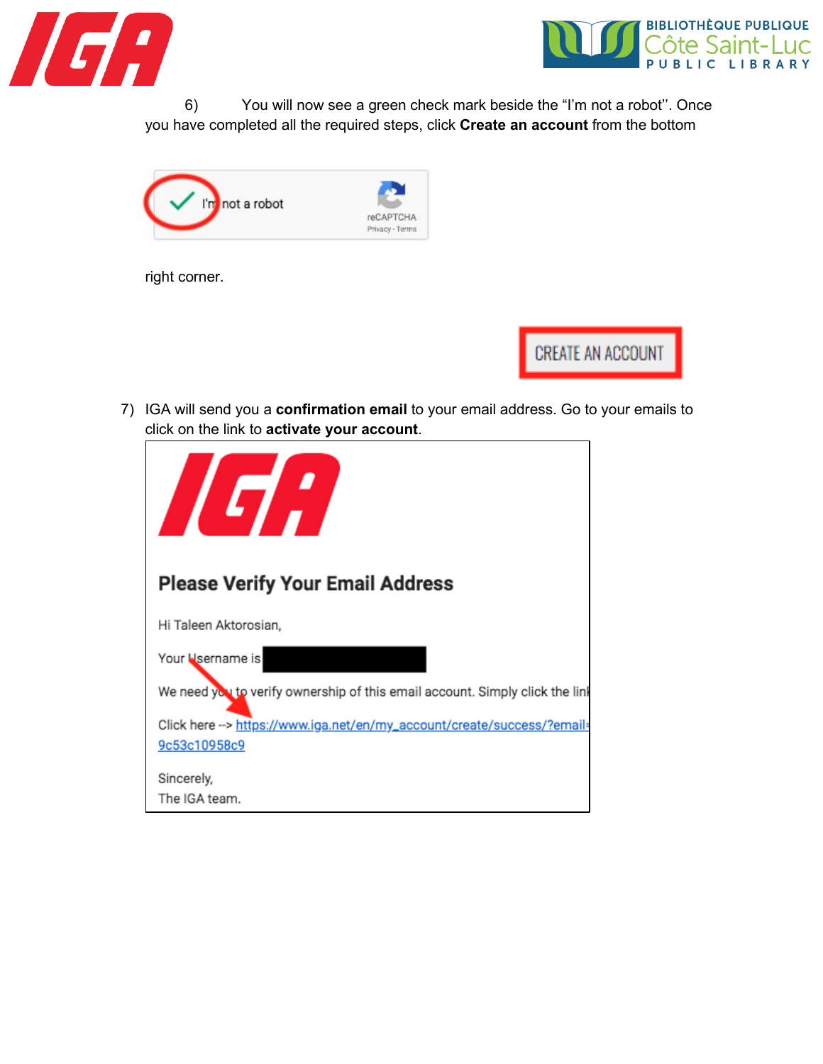6) You will now see a green check mark beside the "I'm not a robot". Once you have completed all the required steps, click **Create an account** from the bottom right corner.

7) IGA will send you a **confirmation email** to your email address. Go to your emails to click on the link to **activate your account**.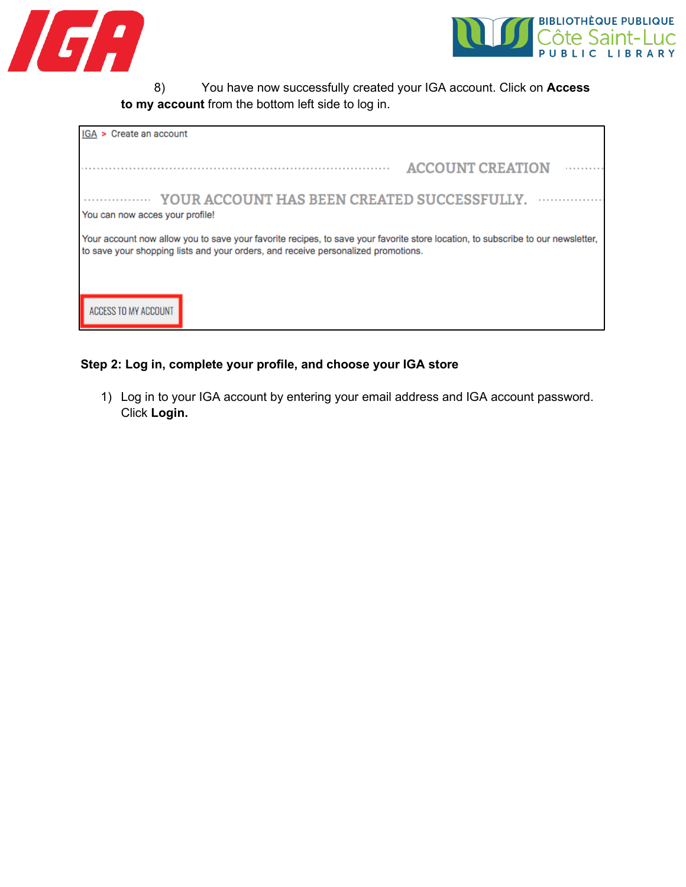8) You have now successfully created your IGA account. Click on **Access to my account** from the bottom left side to log in.

IGA > Create an account

ACCOUNT CREATION

YOUR ACCOUNT HAS BEEN CREATED SUCCESSFULLY.

You can now acces your profile!

Your account now allow you to save your favorite recipes, to save your favorite store location, to subscribe to our newsletter, to save your shopping lists and your orders, and receive personalized promotions.

ACCESS TO MY ACCOUNT

**Step 2: Log in, complete your profile, and choose your IGA store**

1) Log in to your IGA account by entering your email address and IGA account password. Click **Login.**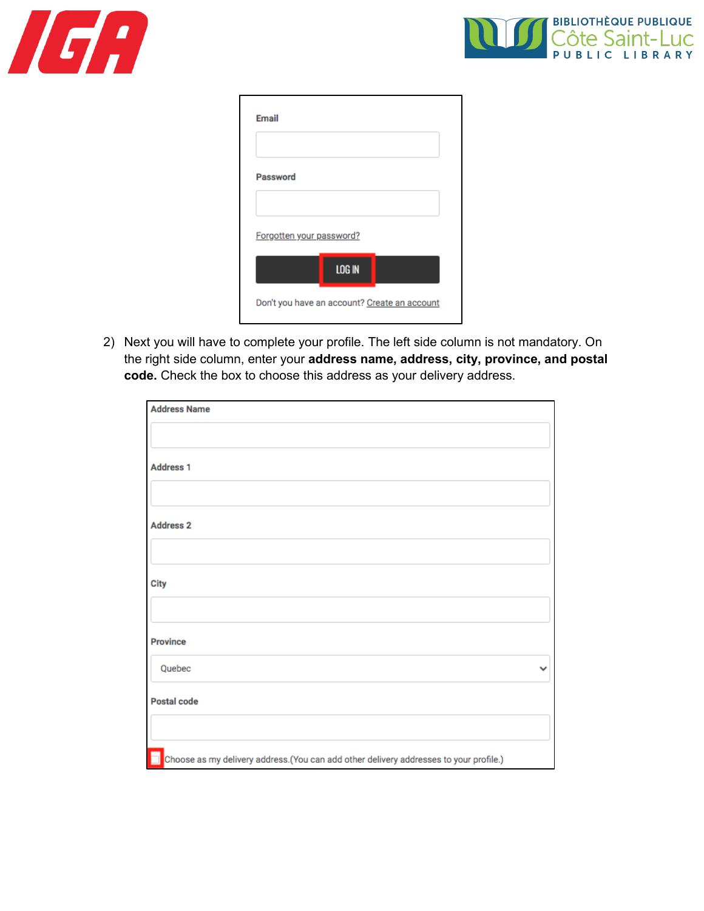Email

Password

Forgotten your password?

LOG IN

Don't you have an account? Create an account

2) Next you will have to complete your profile. The left side column is not mandatory. On the right side column, enter your **address name, address, city, province, and postal code.** Check the box to choose this address as your delivery address.

Address Name

Address 1

Address 2

City

Province

Quebec

Postal code

Choose as my delivery address.(You can add other delivery addresses to your profile.)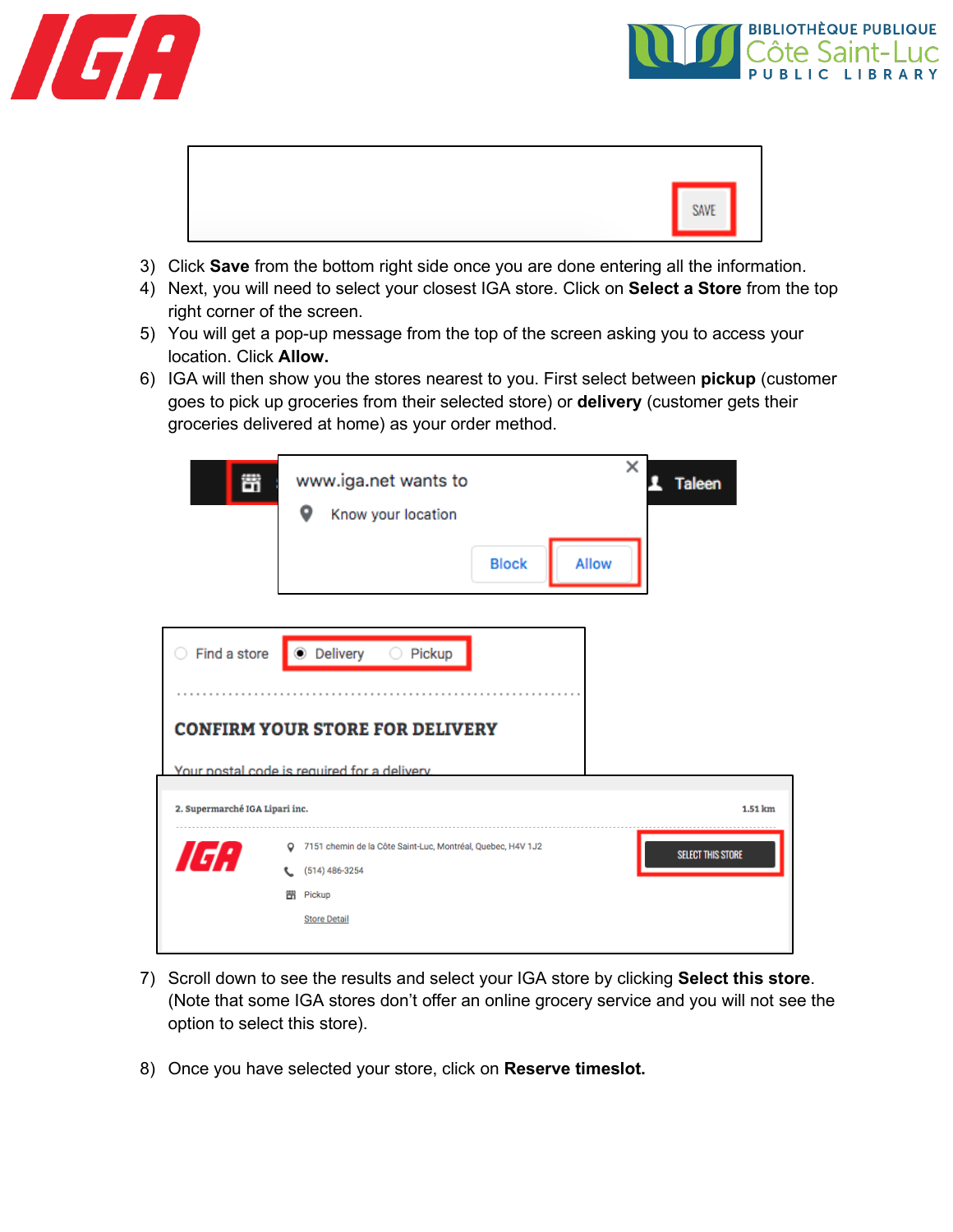3) Click **Save** from the bottom right side once you are done entering all the information.
4) Next, you will need to select your closest IGA store. Click on **Select a Store** from the top right corner of the screen.
5) You will get a pop-up message from the top of the screen asking you to access your location. Click **Allow.**
6) IGA will then show you the stores nearest to you. First select between **pickup** (customer goes to pick up groceries from their selected store) or **delivery** (customer gets their groceries delivered at home) as your order method.

7) Scroll down to see the results and select your IGA store by clicking **Select this store**. (Note that some IGA stores don't offer an online grocery service and you will not see the option to select this store).

8) Once you have selected your store, click on **Reserve timeslot.**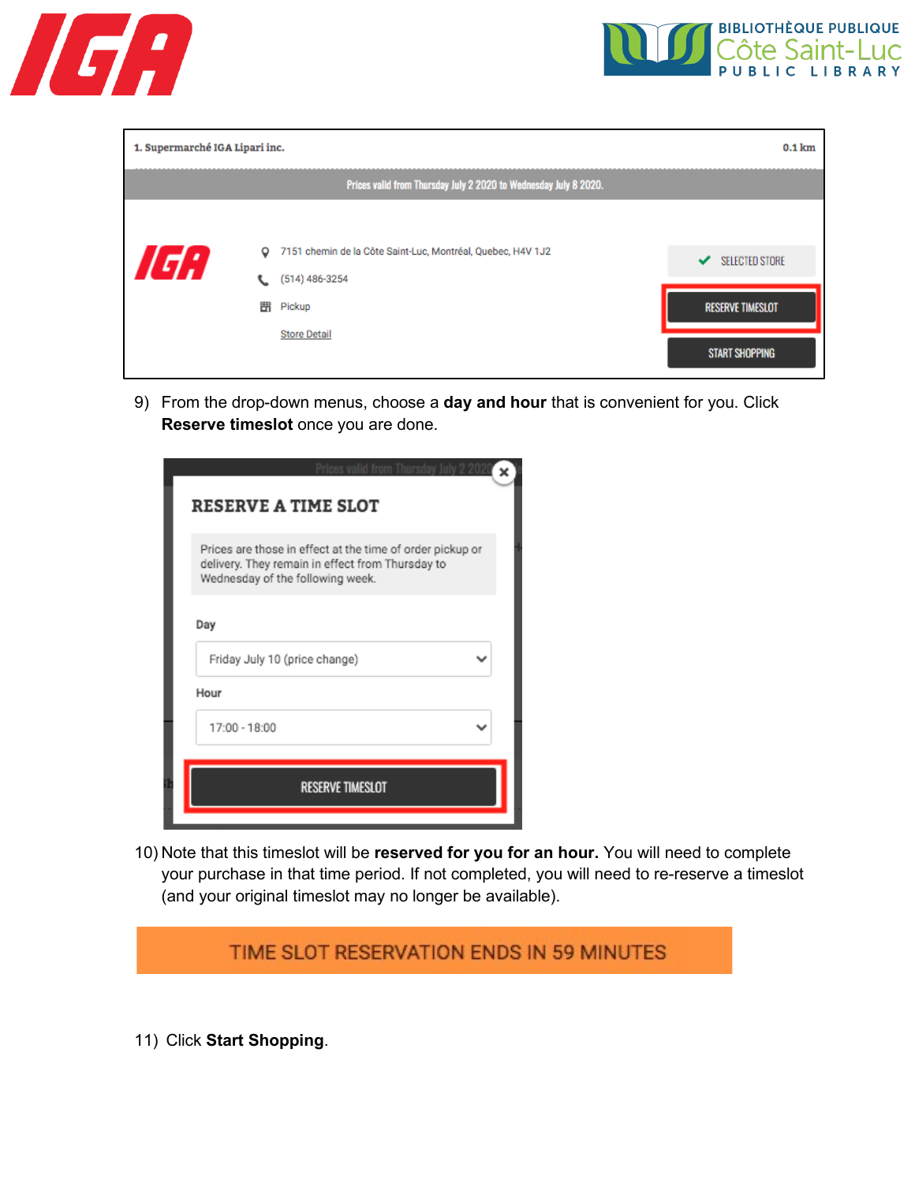9) From the drop-down menus, choose a **day and hour** that is convenient for you. Click **Reserve timeslot** once you are done.

10) Note that this timeslot will be **reserved for you for an hour.** You will need to complete your purchase in that time period. If not completed, you will need to re-reserve a timeslot (and your original timeslot may no longer be available).

11) Click **Start Shopping**.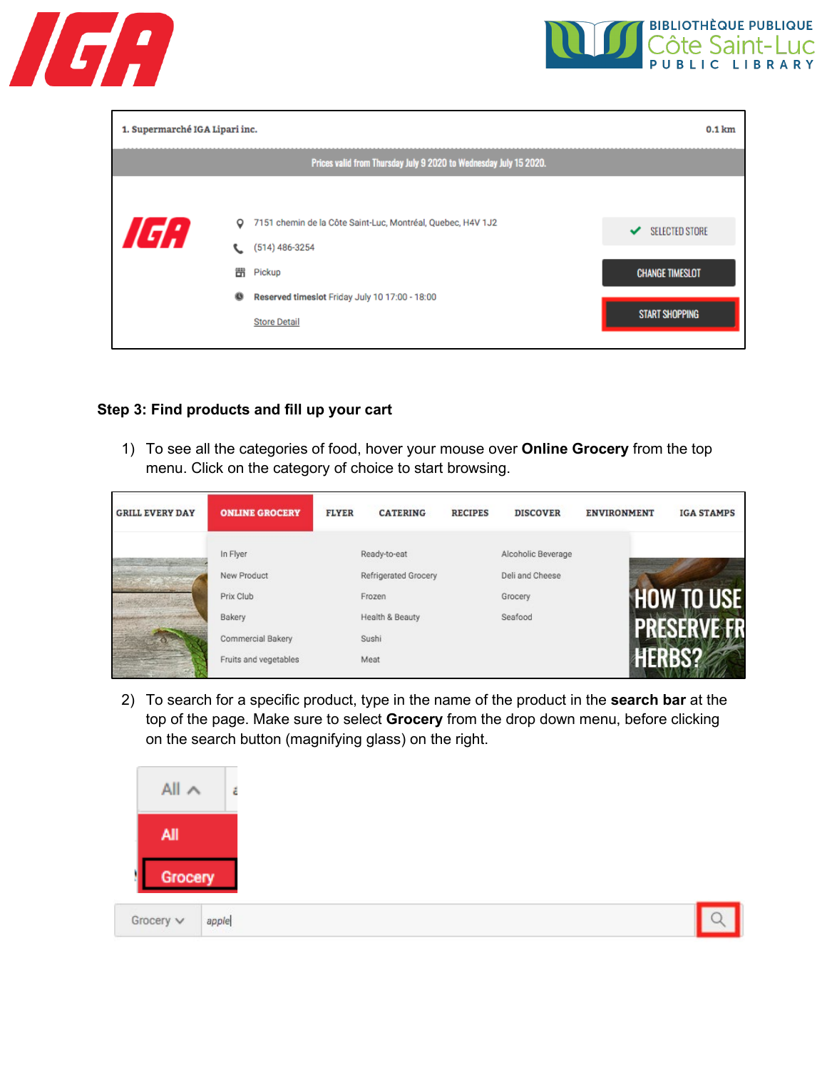1. Supermarché IGA Lipari inc. 0.1 km

Prices valid from Thursday July 9 2020 to Wednesday July 15 2020.

7151 chemin de la Côte Saint-Luc, Montréal, Quebec, H4V 1J2

(514) 486-3254

Pickup

Reserved timeslot Friday July 10 17:00 - 18:00

Store Detail

SELECTED STORE

CHANGE TIMESLOT

START SHOPPING

**Step 3: Find products and fill up your cart**

1) To see all the categories of food, hover your mouse over **Online Grocery** from the top menu. Click on the category of choice to start browsing.

GRILL EVERY DAY | ONLINE GROCERY | FLYER | CATERING | RECIPES | DISCOVER | ENVIRONMENT | IGA STAMPS

In Flyer, New Product, Prix Club, Bakery, Commercial Bakery, Fruits and vegetables, Ready-to-eat, Refrigerated Grocery, Frozen, Health & Beauty, Sushi, Meat, Alcoholic Beverage, Deli and Cheese, Grocery, Seafood

HOW TO USE PRESERVE FR HERBS?

2) To search for a specific product, type in the name of the product in the **search bar** at the top of the page. Make sure to select **Grocery** from the drop down menu, before clicking on the search button (magnifying glass) on the right.

All

All

Grocery

Grocery apple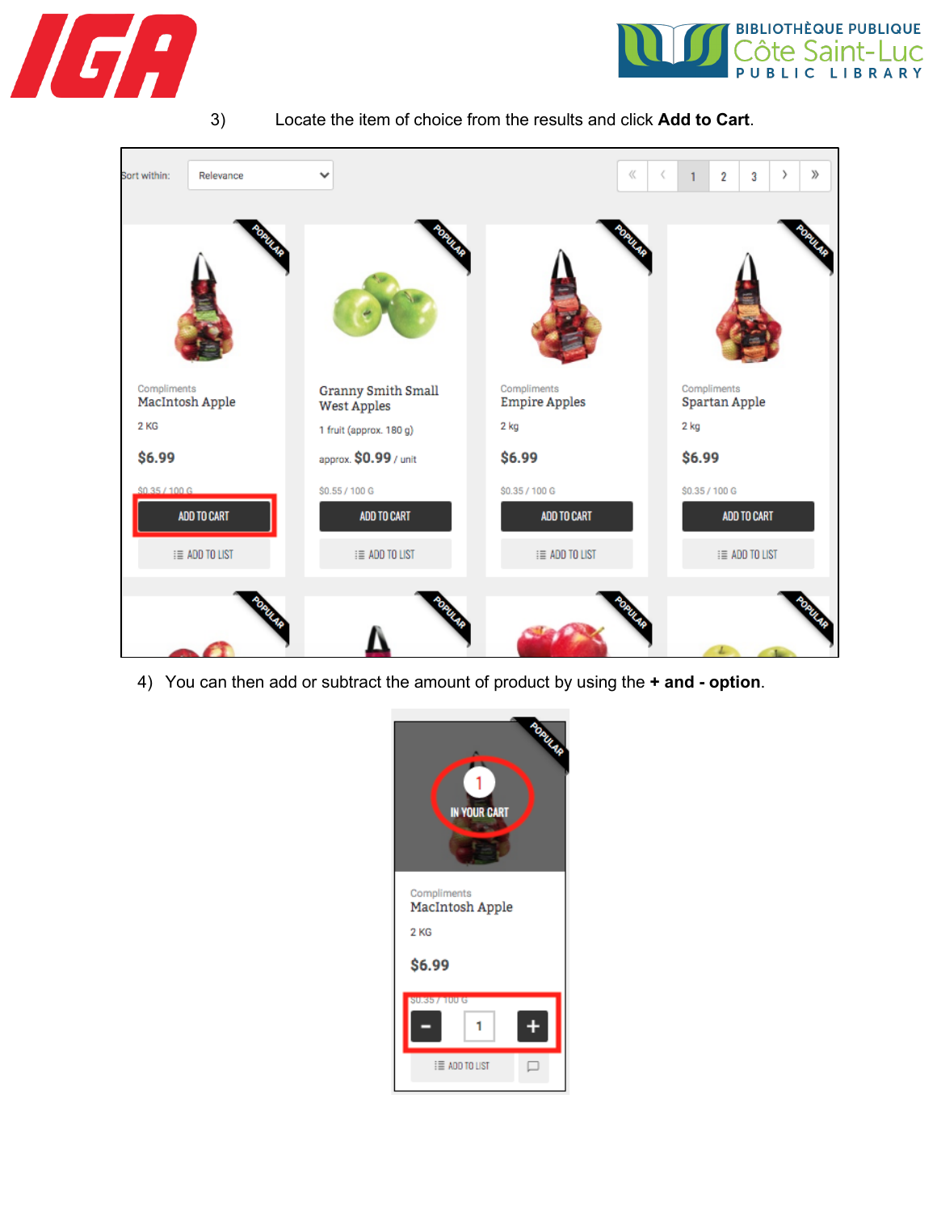3) Locate the item of choice from the results and click **Add to Cart**.

4) You can then add or subtract the amount of product by using the **+ and - option**.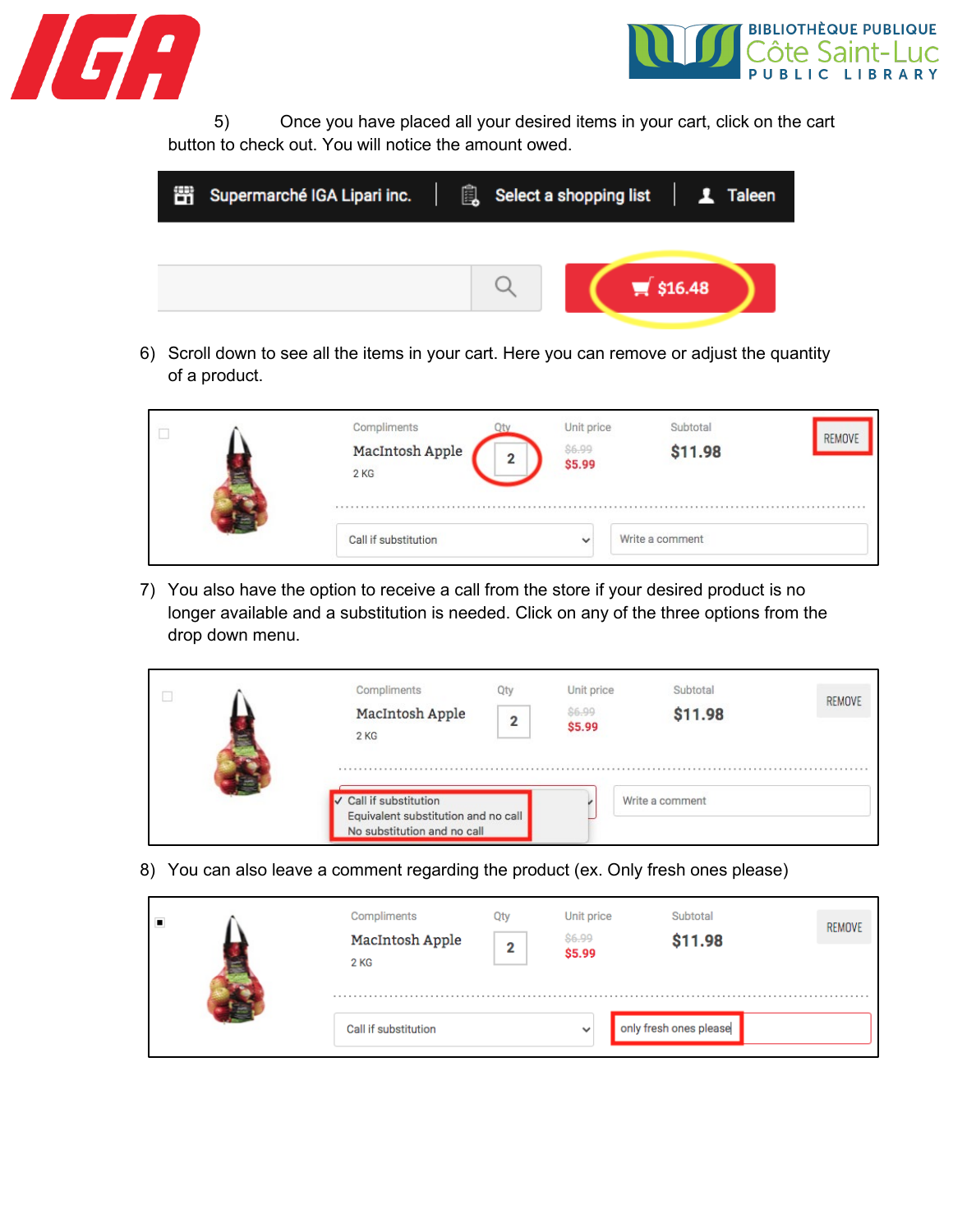5) Once you have placed all your desired items in your cart, click on the cart button to check out. You will notice the amount owed.

6) Scroll down to see all the items in your cart. Here you can remove or adjust the quantity of a product.

7) You also have the option to receive a call from the store if your desired product is no longer available and a substitution is needed. Click on any of the three options from the drop down menu.

8) You can also leave a comment regarding the product (ex. Only fresh ones please)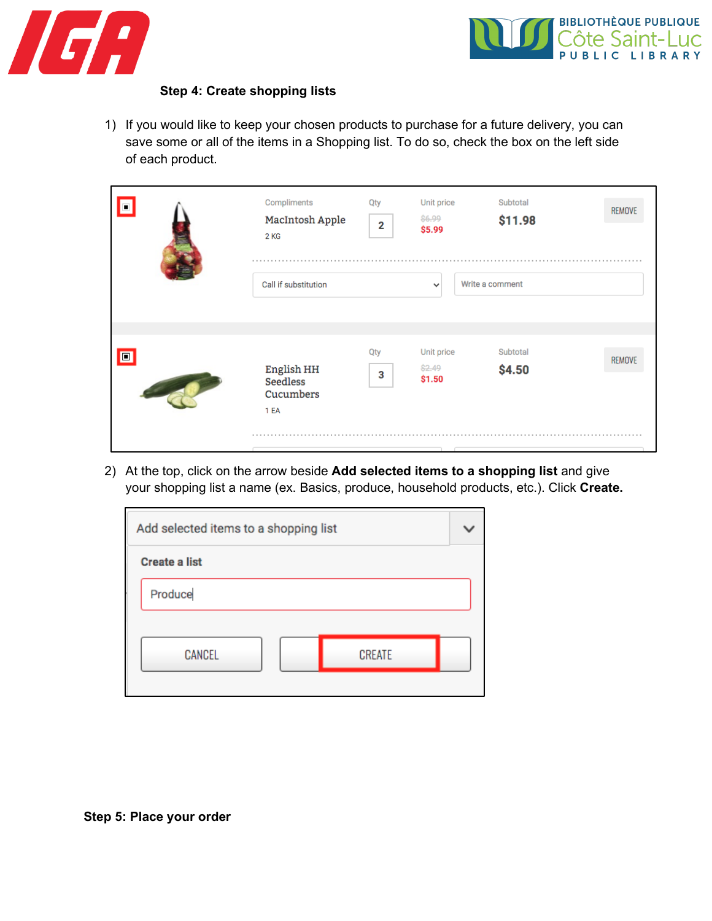## Step 4: Create shopping lists

1) If you would like to keep your chosen products to purchase for a future delivery, you can save some or all of the items in a Shopping list. To do so, check the box on the left side of each product.

2) At the top, click on the arrow beside **Add selected items to a shopping list** and give your shopping list a name (ex. Basics, produce, household products, etc.). Click **Create.**

## Step 5: Place your order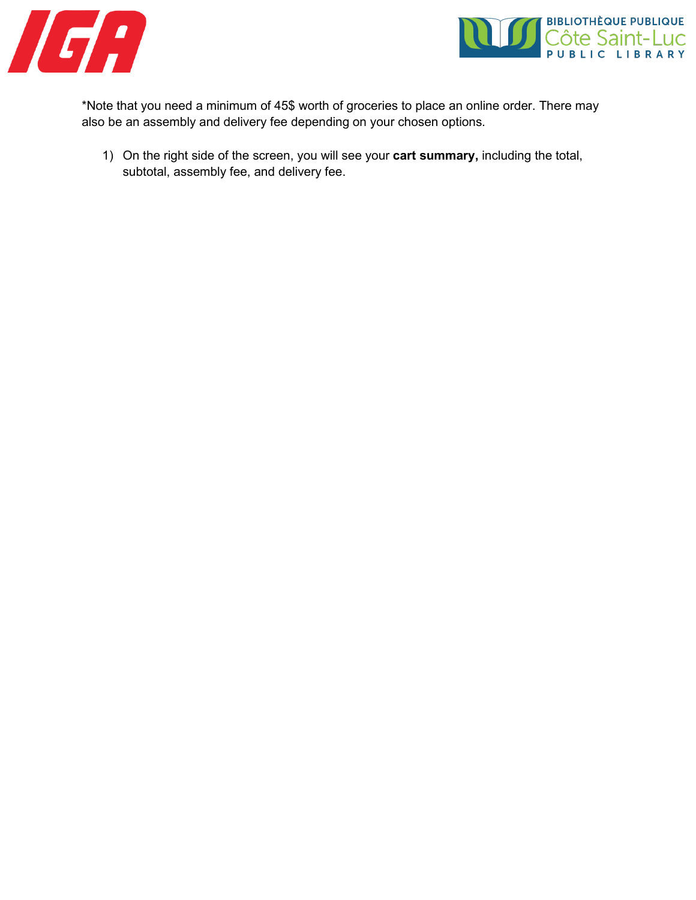*Note that you need a minimum of 45$ worth of groceries to place an online order. There may also be an assembly and delivery fee depending on your chosen options.

1) On the right side of the screen, you will see your **cart summary,** including the total, subtotal, assembly fee, and delivery fee.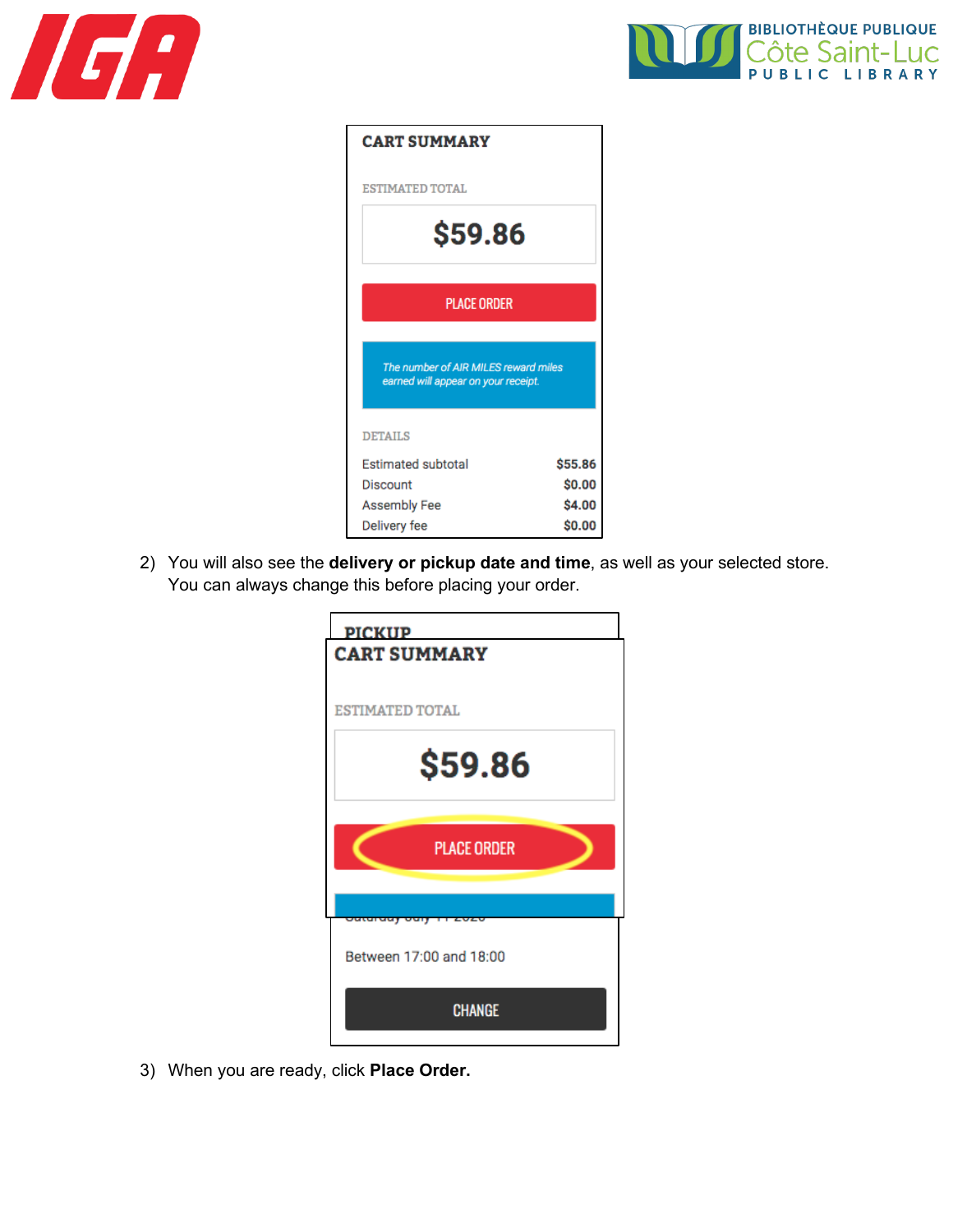CART SUMMARY

ESTIMATED TOTAL

$59.86

PLACE ORDER

*The number of AIR MILES reward miles earned will appear on your receipt.*

DETAILS

| Estimated subtotal | $55.86 |
| --- | --- |
| Discount | $0.00 |
| Assembly Fee | $4.00 |
| Delivery fee | $0.00 |

2) You will also see the **delivery or pickup date and time**, as well as your selected store. You can always change this before placing your order.

PICKUP

CART SUMMARY

ESTIMATED TOTAL

$59.86

PLACE ORDER

Between 17:00 and 18:00

CHANGE

3) When you are ready, click **Place Order.**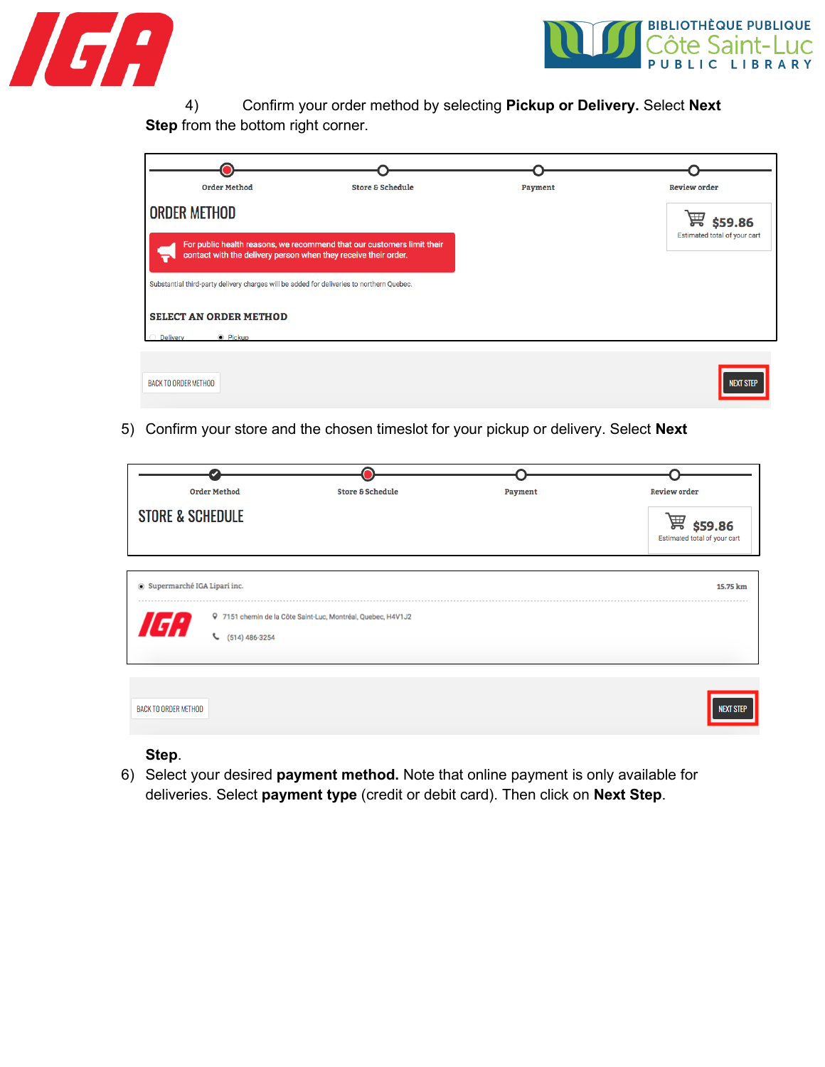4) Confirm your order method by selecting **Pickup or Delivery.** Select **Next Step** from the bottom right corner.

Order Method | Store & Schedule | Payment | Review order

ORDER METHOD

$59.86
Estimated total of your cart

For public health reasons, we recommend that our customers limit their contact with the delivery person when they receive their order.

Substantial third-party delivery charges will be added for deliveries to northern Quebec.

SELECT AN ORDER METHOD

Delivery Pickup

BACK TO ORDER METHOD NEXT STEP

5) Confirm your store and the chosen timeslot for your pickup or delivery. Select **Next Step**.

Order Method | Store & Schedule | Payment | Review order

STORE & SCHEDULE

$59.86
Estimated total of your cart

Supermarché IGA Lipari inc. 15.75 km

7151 chemin de la Côte Saint-Luc, Montréal, Quebec, H4V1J2

(514) 486-3254

BACK TO ORDER METHOD NEXT STEP

6) Select your desired **payment method.** Note that online payment is only available for deliveries. Select **payment type** (credit or debit card). Then click on **Next Step**.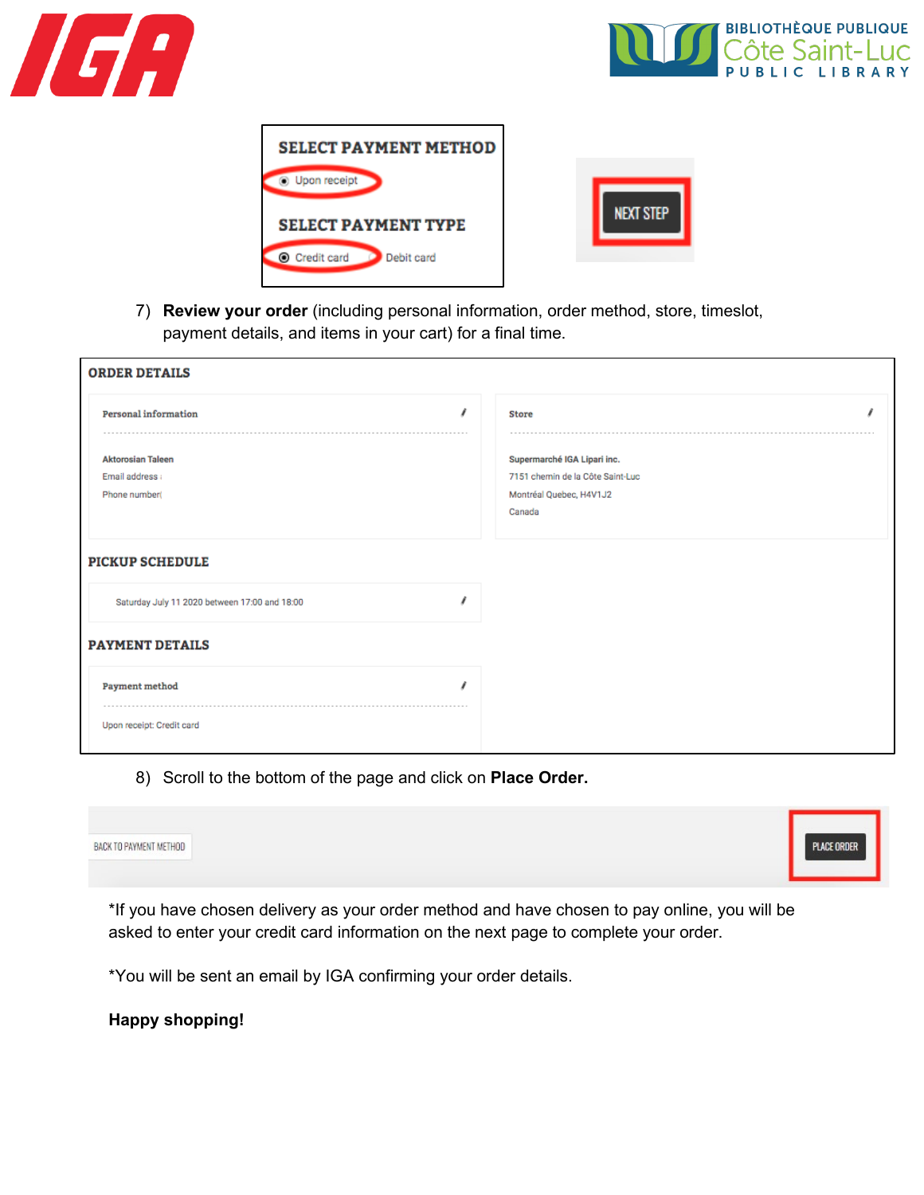SELECT PAYMENT METHOD

Upon receipt

SELECT PAYMENT TYPE

Credit card Debit card

NEXT STEP

7) **Review your order** (including personal information, order method, store, timeslot, payment details, and items in your cart) for a final time.

ORDER DETAILS

Personal information

Aktorosian Taleen
Email address
Phone number

Store

Supermarché IGA Lipari inc.
7151 chemin de la Côte Saint-Luc
Montréal Quebec, H4V1J2
Canada

PICKUP SCHEDULE

Saturday July 11 2020 between 17:00 and 18:00

PAYMENT DETAILS

Payment method

Upon receipt: Credit card

8) Scroll to the bottom of the page and click on **Place Order.**

BACK TO PAYMENT METHOD

PLACE ORDER

*If you have chosen delivery as your order method and have chosen to pay online, you will be asked to enter your credit card information on the next page to complete your order.

*You will be sent an email by IGA confirming your order details.

**Happy shopping!**